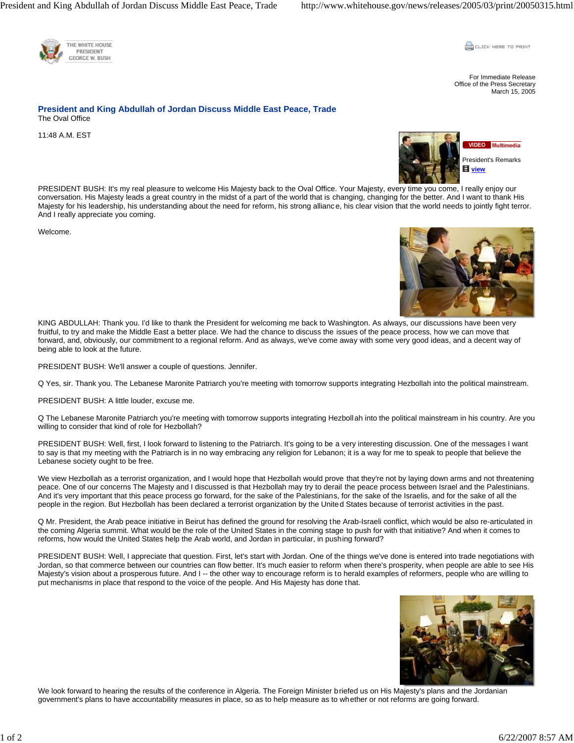THE WHITE HOUSE
PRESIDENT
GEORGE W. BUSH

CLICK HERE TO PRINT

For Immediate Release
Office of the Press Secretary
March 15, 2005

## President and King Abdullah of Jordan Discuss Middle East Peace, Trade

The Oval Office

11:48 A.M. EST

VIDEO Multimedia

President's Remarks
view

PRESIDENT BUSH: It's my real pleasure to welcome His Majesty back to the Oval Office. Your Majesty, every time you come, I really enjoy our conversation. His Majesty leads a great country in the midst of a part of the world that is changing, changing for the better. And I want to thank His Majesty for his leadership, his understanding about the need for reform, his strong alliance, his clear vision that the world needs to jointly fight terror. And I really appreciate you coming.

Welcome.

KING ABDULLAH: Thank you. I'd like to thank the President for welcoming me back to Washington. As always, our discussions have been very fruitful, to try and make the Middle East a better place. We had the chance to discuss the issues of the peace process, how we can move that forward, and, obviously, our commitment to a regional reform. And as always, we've come away with some very good ideas, and a decent way of being able to look at the future.

PRESIDENT BUSH: We'll answer a couple of questions. Jennifer.

Q Yes, sir. Thank you. The Lebanese Maronite Patriarch you're meeting with tomorrow supports integrating Hezbollah into the political mainstream.

PRESIDENT BUSH: A little louder, excuse me.

Q The Lebanese Maronite Patriarch you're meeting with tomorrow supports integrating Hezbollah into the political mainstream in his country. Are you willing to consider that kind of role for Hezbollah?

PRESIDENT BUSH: Well, first, I look forward to listening to the Patriarch. It's going to be a very interesting discussion. One of the messages I want to say is that my meeting with the Patriarch is in no way embracing any religion for Lebanon; it is a way for me to speak to people that believe the Lebanese society ought to be free.

We view Hezbollah as a terrorist organization, and I would hope that Hezbollah would prove that they're not by laying down arms and not threatening peace. One of our concerns The Majesty and I discussed is that Hezbollah may try to derail the peace process between Israel and the Palestinians. And it's very important that this peace process go forward, for the sake of the Palestinians, for the sake of the Israelis, and for the sake of all the people in the region. But Hezbollah has been declared a terrorist organization by the United States because of terrorist activities in the past.

Q Mr. President, the Arab peace initiative in Beirut has defined the ground for resolving the Arab-Israeli conflict, which would be also re-articulated in the coming Algeria summit. What would be the role of the United States in the coming stage to push for with that initiative? And when it comes to reforms, how would the United States help the Arab world, and Jordan in particular, in pushing forward?

PRESIDENT BUSH: Well, I appreciate that question. First, let's start with Jordan. One of the things we've done is entered into trade negotiations with Jordan, so that commerce between our countries can flow better. It's much easier to reform when there's prosperity, when people are able to see His Majesty's vision about a prosperous future. And I -- the other way to encourage reform is to herald examples of reformers, people who are willing to put mechanisms in place that respond to the voice of the people. And His Majesty has done that.

We look forward to hearing the results of the conference in Algeria. The Foreign Minister briefed us on His Majesty's plans and the Jordanian government's plans to have accountability measures in place, so as to help measure as to whether or not reforms are going forward.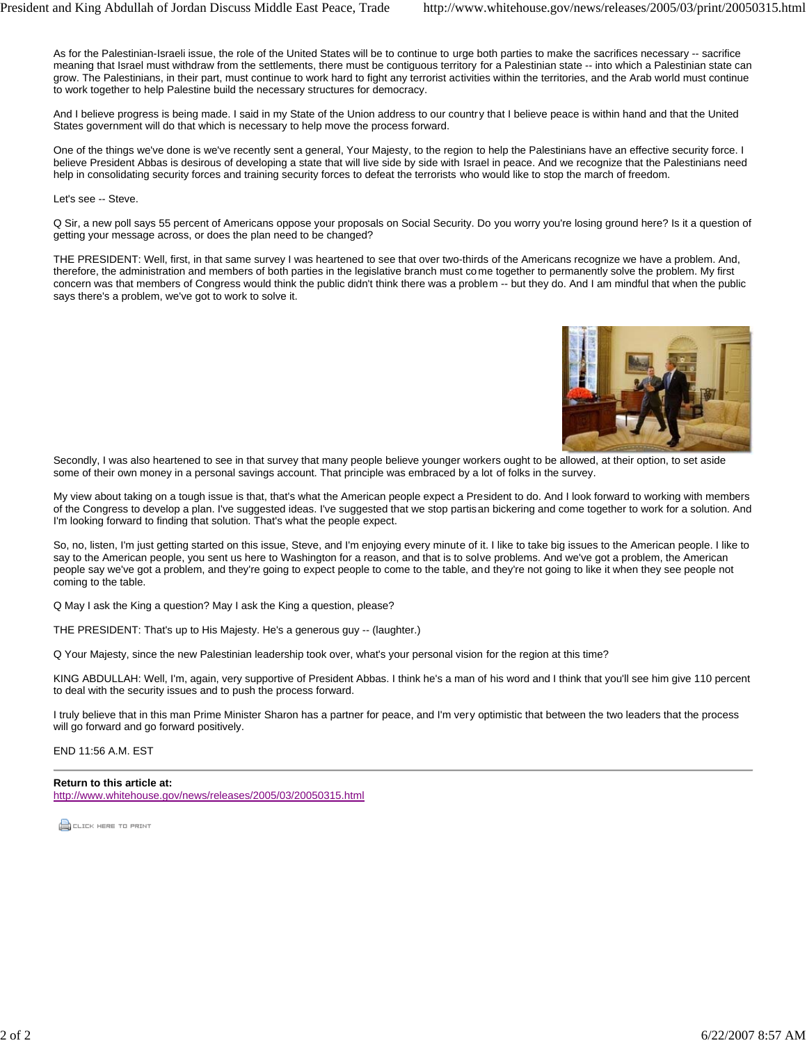As for the Palestinian-Israeli issue, the role of the United States will be to continue to urge both parties to make the sacrifices necessary -- sacrifice meaning that Israel must withdraw from the settlements, there must be contiguous territory for a Palestinian state -- into which a Palestinian state can grow. The Palestinians, in their part, must continue to work hard to fight any terrorist activities within the territories, and the Arab world must continue to work together to help Palestine build the necessary structures for democracy.

And I believe progress is being made. I said in my State of the Union address to our country that I believe peace is within hand and that the United States government will do that which is necessary to help move the process forward.

One of the things we've done is we've recently sent a general, Your Majesty, to the region to help the Palestinians have an effective security force. I believe President Abbas is desirous of developing a state that will live side by side with Israel in peace. And we recognize that the Palestinians need help in consolidating security forces and training security forces to defeat the terrorists who would like to stop the march of freedom.

Let's see -- Steve.

Q Sir, a new poll says 55 percent of Americans oppose your proposals on Social Security. Do you worry you're losing ground here? Is it a question of getting your message across, or does the plan need to be changed?

THE PRESIDENT: Well, first, in that same survey I was heartened to see that over two-thirds of the Americans recognize we have a problem. And, therefore, the administration and members of both parties in the legislative branch must come together to permanently solve the problem. My first concern was that members of Congress would think the public didn't think there was a problem -- but they do. And I am mindful that when the public says there's a problem, we've got to work to solve it.

Secondly, I was also heartened to see in that survey that many people believe younger workers ought to be allowed, at their option, to set aside some of their own money in a personal savings account. That principle was embraced by a lot of folks in the survey.

My view about taking on a tough issue is that, that's what the American people expect a President to do. And I look forward to working with members of the Congress to develop a plan. I've suggested ideas. I've suggested that we stop partisan bickering and come together to work for a solution. And I'm looking forward to finding that solution. That's what the people expect.

So, no, listen, I'm just getting started on this issue, Steve, and I'm enjoying every minute of it. I like to take big issues to the American people. I like to say to the American people, you sent us here to Washington for a reason, and that is to solve problems. And we've got a problem, the American people say we've got a problem, and they're going to expect people to come to the table, and they're not going to like it when they see people not coming to the table.

Q May I ask the King a question? May I ask the King a question, please?

THE PRESIDENT: That's up to His Majesty. He's a generous guy -- (laughter.)

Q Your Majesty, since the new Palestinian leadership took over, what's your personal vision for the region at this time?

KING ABDULLAH: Well, I'm, again, very supportive of President Abbas. I think he's a man of his word and I think that you'll see him give 110 percent to deal with the security issues and to push the process forward.

I truly believe that in this man Prime Minister Sharon has a partner for peace, and I'm very optimistic that between the two leaders that the process will go forward and go forward positively.

END 11:56 A.M. EST

---

**Return to this article at:**
http://www.whitehouse.gov/news/releases/2005/03/20050315.html

CLICK HERE TO PRINT